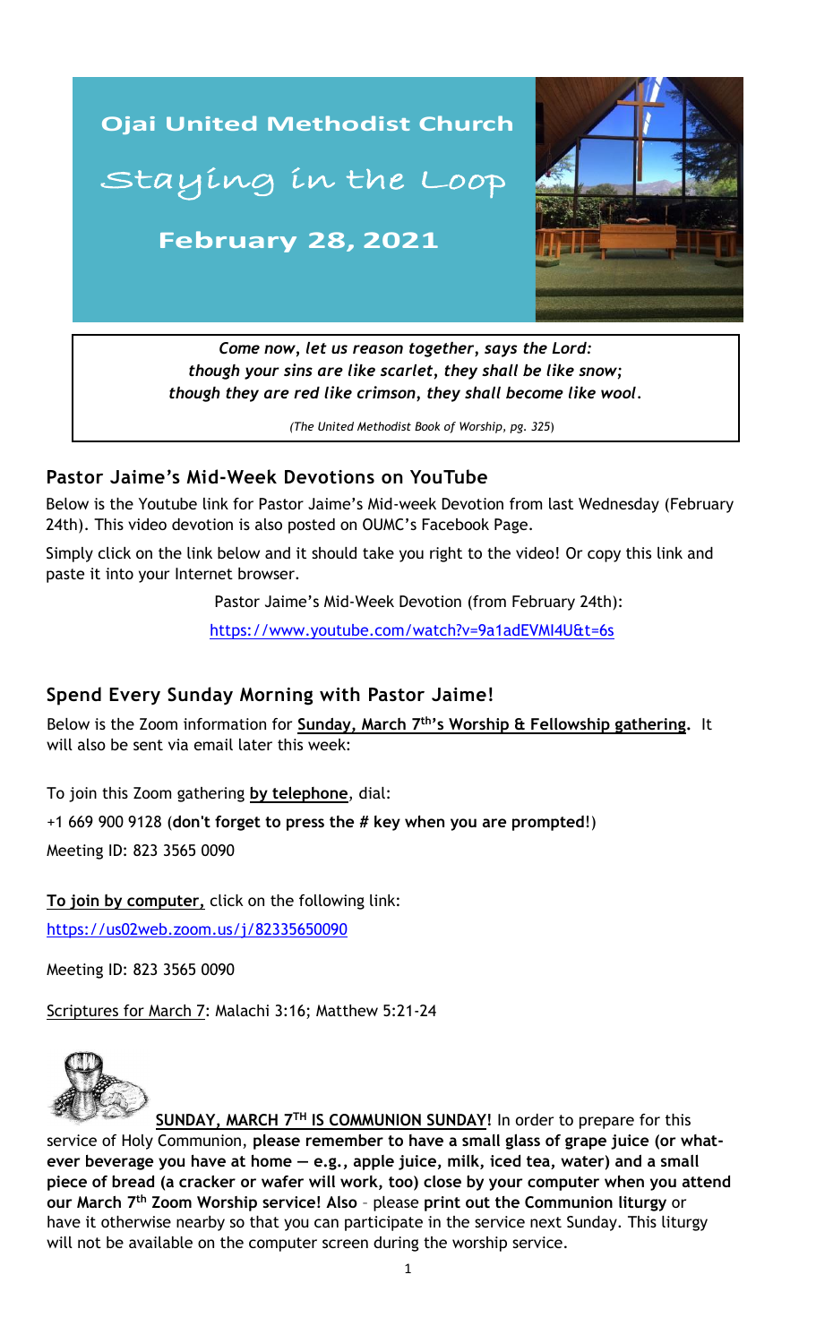# Ojai United Methodist Church

## Staying in the Loop

**February 28, 2021**

*Come now, let us reason together, says the Lord:*
*though your sins are like scarlet, they shall be like snow;*
*though they are red like crimson, they shall become like wool.*

*(The United Methodist Book of Worship, pg. 325)*

## Pastor Jaime's Mid-Week Devotions on YouTube

Below is the Youtube link for Pastor Jaime's Mid-week Devotion from last Wednesday (February 24th). This video devotion is also posted on OUMC's Facebook Page.

Simply click on the link below and it should take you right to the video! Or copy this link and paste it into your Internet browser.

Pastor Jaime's Mid-Week Devotion (from February 24th):

https://www.youtube.com/watch?v=9a1adEVMI4U&t=6s

## Spend Every Sunday Morning with Pastor Jaime!

Below is the Zoom information for **Sunday, March 7th's Worship & Fellowship gathering.** It will also be sent via email later this week:

To join this Zoom gathering **by telephone**, dial:

+1 669 900 9128 (**don't forget to press the # key when you are prompted!**)

Meeting ID: 823 3565 0090

**To join by computer,** click on the following link:

https://us02web.zoom.us/j/82335650090

Meeting ID: 823 3565 0090

Scriptures for March 7: Malachi 3:16; Matthew 5:21-24

**SUNDAY, MARCH 7TH IS COMMUNION SUNDAY!** In order to prepare for this service of Holy Communion, **please remember to have a small glass of grape juice (or what-ever beverage you have at home — e.g., apple juice, milk, iced tea, water) and a small piece of bread (a cracker or wafer will work, too) close by your computer when you attend our March 7th Zoom Worship service! Also** – please **print out the Communion liturgy** or have it otherwise nearby so that you can participate in the service next Sunday. This liturgy will not be available on the computer screen during the worship service.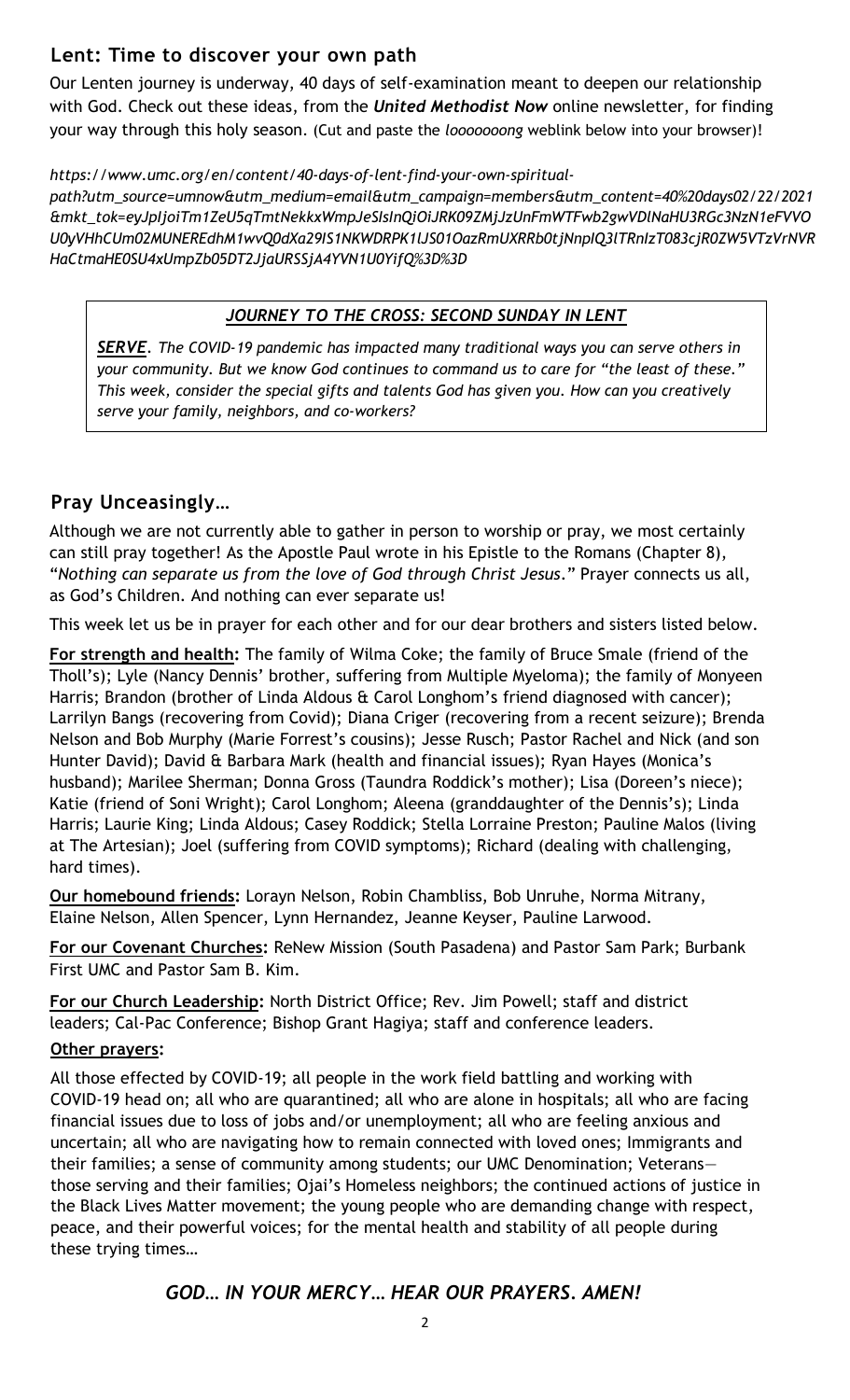## Lent: Time to discover your own path

Our Lenten journey is underway, 40 days of self-examination meant to deepen our relationship with God. Check out these ideas, from the ***United Methodist Now*** online newsletter, for finding your way through this holy season. (Cut and paste the *loooooong* weblink below into your browser)!

*https://www.umc.org/en/content/40-days-of-lent-find-your-own-spiritual-path?utm_source=umnow&utm_medium=email&utm_campaign=members&utm_content=40%20days02/22/2021&mkt_tok=eyJpIjoiTm1ZeU5qTmtNekkxWmpJeSIsInQiOiJRK09ZMjJzUnFmWTFwb2gwVDlNaHU3RGc3NzN1eFVVOU0yVHhCUm02MUNEREdhM1wvQ0dXa29lS1NKWDRPK1lJS01OazRmUXRRb0tjNnpIQ3lTRnIzT083cjR0ZW5VTzVrNVRHaCtmaHE0SU4xUmpZb05DT2JjaURSSjA4YVN1U0YifQ%3D%3D*

### *JOURNEY TO THE CROSS: SECOND SUNDAY IN LENT*

***SERVE****. The COVID-19 pandemic has impacted many traditional ways you can serve others in your community. But we know God continues to command us to care for "the least of these." This week, consider the special gifts and talents God has given you. How can you creatively serve your family, neighbors, and co-workers?*

## Pray Unceasingly…

Although we are not currently able to gather in person to worship or pray, we most certainly can still pray together! As the Apostle Paul wrote in his Epistle to the Romans (Chapter 8), "*Nothing can separate us from the love of God through Christ Jesus*." Prayer connects us all, as God's Children. And nothing can ever separate us!

This week let us be in prayer for each other and for our dear brothers and sisters listed below.

**For strength and health:** The family of Wilma Coke; the family of Bruce Smale (friend of the Tholl's); Lyle (Nancy Dennis' brother, suffering from Multiple Myeloma); the family of Monyeen Harris; Brandon (brother of Linda Aldous & Carol Longhom's friend diagnosed with cancer); Larrilyn Bangs (recovering from Covid); Diana Criger (recovering from a recent seizure); Brenda Nelson and Bob Murphy (Marie Forrest's cousins); Jesse Rusch; Pastor Rachel and Nick (and son Hunter David); David & Barbara Mark (health and financial issues); Ryan Hayes (Monica's husband); Marilee Sherman; Donna Gross (Taundra Roddick's mother); Lisa (Doreen's niece); Katie (friend of Soni Wright); Carol Longhom; Aleena (granddaughter of the Dennis's); Linda Harris; Laurie King; Linda Aldous; Casey Roddick; Stella Lorraine Preston; Pauline Malos (living at The Artesian); Joel (suffering from COVID symptoms); Richard (dealing with challenging, hard times).

**Our homebound friends:** Lorayn Nelson, Robin Chambliss, Bob Unruhe, Norma Mitrany, Elaine Nelson, Allen Spencer, Lynn Hernandez, Jeanne Keyser, Pauline Larwood.

**For our Covenant Churches:** ReNew Mission (South Pasadena) and Pastor Sam Park; Burbank First UMC and Pastor Sam B. Kim.

**For our Church Leadership:** North District Office; Rev. Jim Powell; staff and district leaders; Cal-Pac Conference; Bishop Grant Hagiya; staff and conference leaders.

**Other prayers:**

All those effected by COVID-19; all people in the work field battling and working with COVID-19 head on; all who are quarantined; all who are alone in hospitals; all who are facing financial issues due to loss of jobs and/or unemployment; all who are feeling anxious and uncertain; all who are navigating how to remain connected with loved ones; Immigrants and their families; a sense of community among students; our UMC Denomination; Veterans—those serving and their families; Ojai's Homeless neighbors; the continued actions of justice in the Black Lives Matter movement; the young people who are demanding change with respect, peace, and their powerful voices; for the mental health and stability of all people during these trying times…

***GOD… IN YOUR MERCY… HEAR OUR PRAYERS. AMEN!***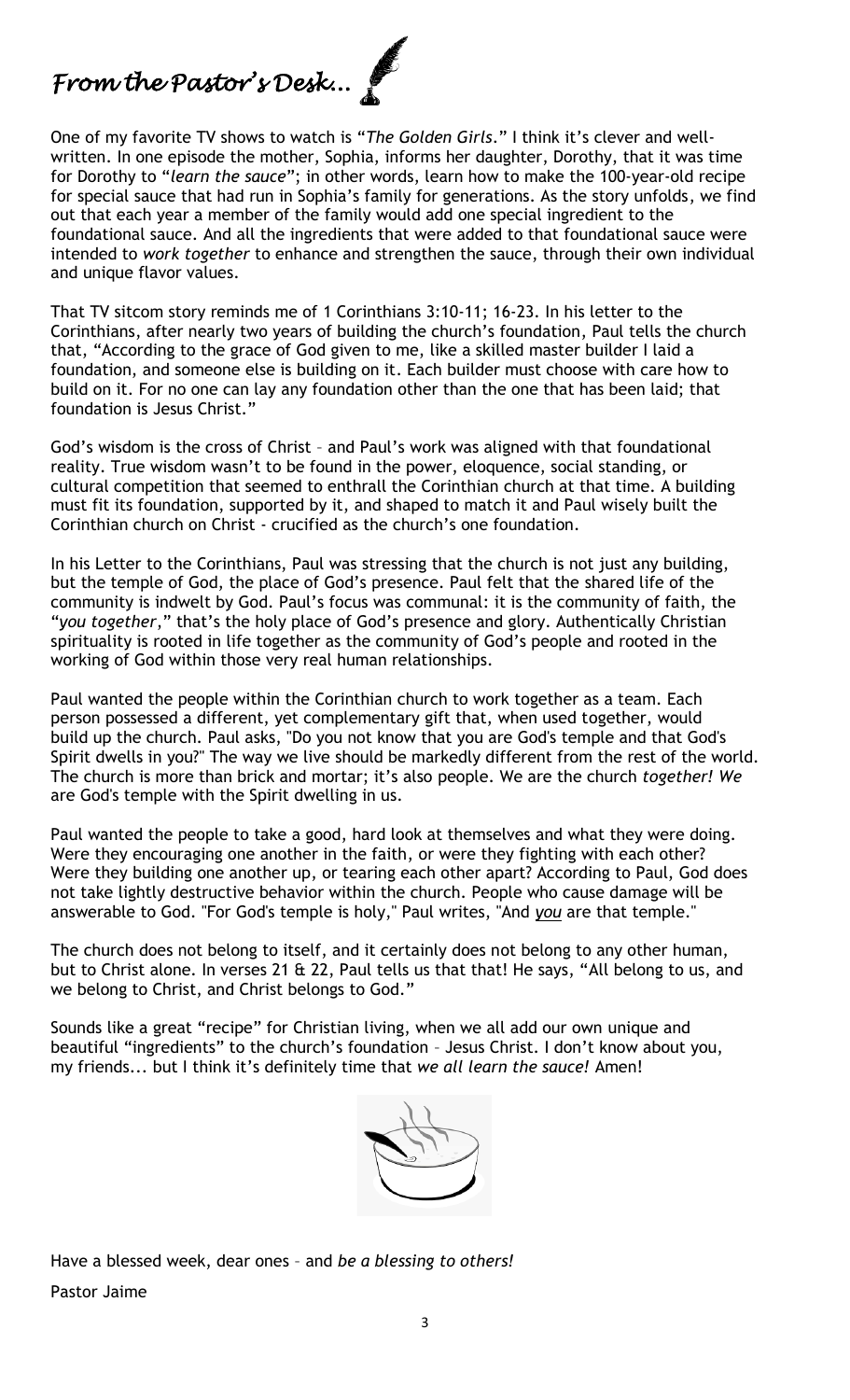# *From the Pastor's Desk...*

One of my favorite TV shows to watch is "*The Golden Girls*." I think it's clever and well-written. In one episode the mother, Sophia, informs her daughter, Dorothy, that it was time for Dorothy to "*learn the sauce*"; in other words, learn how to make the 100-year-old recipe for special sauce that had run in Sophia's family for generations. As the story unfolds, we find out that each year a member of the family would add one special ingredient to the foundational sauce. And all the ingredients that were added to that foundational sauce were intended to *work together* to enhance and strengthen the sauce, through their own individual and unique flavor values.

That TV sitcom story reminds me of 1 Corinthians 3:10-11; 16-23. In his letter to the Corinthians, after nearly two years of building the church's foundation, Paul tells the church that, "According to the grace of God given to me, like a skilled master builder I laid a foundation, and someone else is building on it. Each builder must choose with care how to build on it. For no one can lay any foundation other than the one that has been laid; that foundation is Jesus Christ."

God's wisdom is the cross of Christ – and Paul's work was aligned with that foundational reality. True wisdom wasn't to be found in the power, eloquence, social standing, or cultural competition that seemed to enthrall the Corinthian church at that time. A building must fit its foundation, supported by it, and shaped to match it and Paul wisely built the Corinthian church on Christ - crucified as the church's one foundation.

In his Letter to the Corinthians, Paul was stressing that the church is not just any building, but the temple of God, the place of God's presence. Paul felt that the shared life of the community is indwelt by God. Paul's focus was communal: it is the community of faith, the "*you together*," that's the holy place of God's presence and glory. Authentically Christian spirituality is rooted in life together as the community of God's people and rooted in the working of God within those very real human relationships.

Paul wanted the people within the Corinthian church to work together as a team. Each person possessed a different, yet complementary gift that, when used together, would build up the church. Paul asks, "Do you not know that you are God's temple and that God's Spirit dwells in you?" The way we live should be markedly different from the rest of the world. The church is more than brick and mortar; it's also people. We are the church *together! We* are God's temple with the Spirit dwelling in us.

Paul wanted the people to take a good, hard look at themselves and what they were doing. Were they encouraging one another in the faith, or were they fighting with each other? Were they building one another up, or tearing each other apart? According to Paul, God does not take lightly destructive behavior within the church. People who cause damage will be answerable to God. "For God's temple is holy," Paul writes, "And ***you*** are that temple."

The church does not belong to itself, and it certainly does not belong to any other human, but to Christ alone. In verses 21 & 22, Paul tells us that that! He says, "All belong to us, and we belong to Christ, and Christ belongs to God."

Sounds like a great "recipe" for Christian living, when we all add our own unique and beautiful "ingredients" to the church's foundation – Jesus Christ. I don't know about you, my friends... but I think it's definitely time that *we all learn the sauce!* Amen!

Have a blessed week, dear ones – and *be a blessing to others!*

Pastor Jaime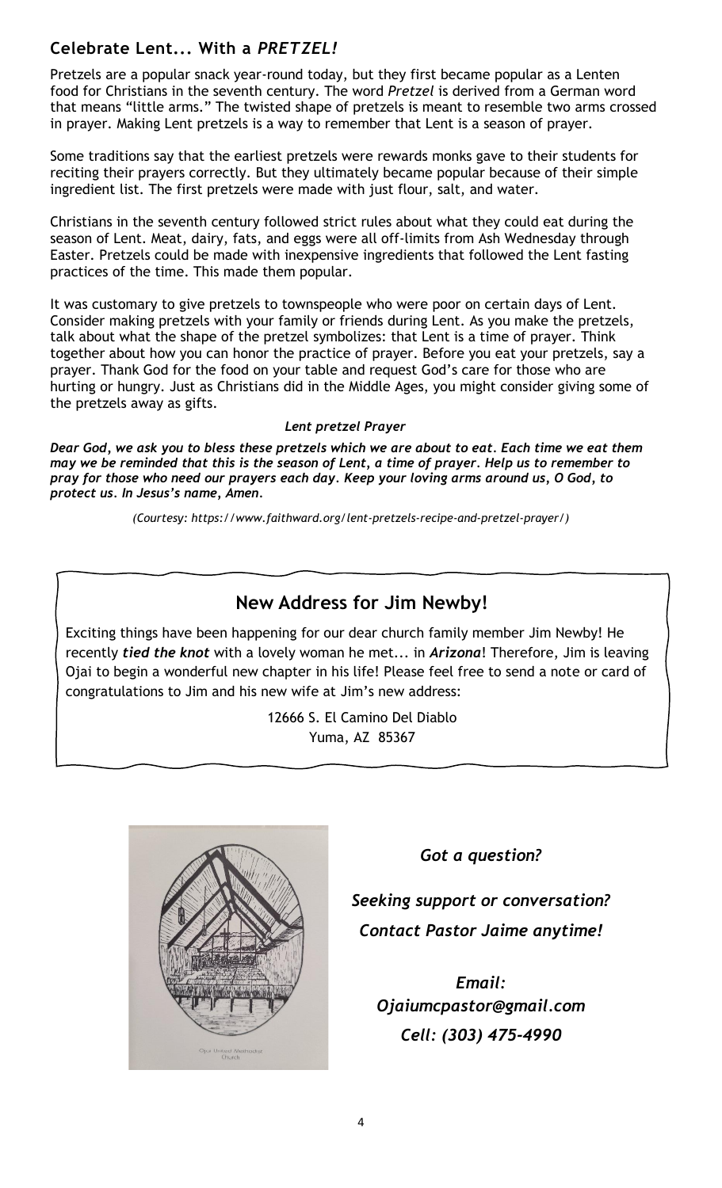## Celebrate Lent... With a *PRETZEL!*

Pretzels are a popular snack year-round today, but they first became popular as a Lenten food for Christians in the seventh century. The word *Pretzel* is derived from a German word that means "little arms." The twisted shape of pretzels is meant to resemble two arms crossed in prayer. Making Lent pretzels is a way to remember that Lent is a season of prayer.

Some traditions say that the earliest pretzels were rewards monks gave to their students for reciting their prayers correctly. But they ultimately became popular because of their simple ingredient list. The first pretzels were made with just flour, salt, and water.

Christians in the seventh century followed strict rules about what they could eat during the season of Lent. Meat, dairy, fats, and eggs were all off-limits from Ash Wednesday through Easter. Pretzels could be made with inexpensive ingredients that followed the Lent fasting practices of the time. This made them popular.

It was customary to give pretzels to townspeople who were poor on certain days of Lent. Consider making pretzels with your family or friends during Lent. As you make the pretzels, talk about what the shape of the pretzel symbolizes: that Lent is a time of prayer. Think together about how you can honor the practice of prayer. Before you eat your pretzels, say a prayer. Thank God for the food on your table and request God's care for those who are hurting or hungry. Just as Christians did in the Middle Ages, you might consider giving some of the pretzels away as gifts.

***Lent pretzel Prayer***

***Dear God, we ask you to bless these pretzels which we are about to eat. Each time we eat them may we be reminded that this is the season of Lent, a time of prayer. Help us to remember to pray for those who need our prayers each day. Keep your loving arms around us, O God, to protect us. In Jesus's name, Amen.***

*(Courtesy: https://www.faithward.org/lent-pretzels-recipe-and-pretzel-prayer/)*

## New Address for Jim Newby!

Exciting things have been happening for our dear church family member Jim Newby! He recently ***tied the knot*** with a lovely woman he met... in ***Arizona***! Therefore, Jim is leaving Ojai to begin a wonderful new chapter in his life! Please feel free to send a note or card of congratulations to Jim and his new wife at Jim's new address:

12666 S. El Camino Del Diablo
Yuma, AZ 85367

Ojai United Methodist Church

***Got a question?***

***Seeking support or conversation?***

***Contact Pastor Jaime anytime!***

***Email:***
***Ojaiumcpastor@gmail.com***

***Cell: (303) 475-4990***